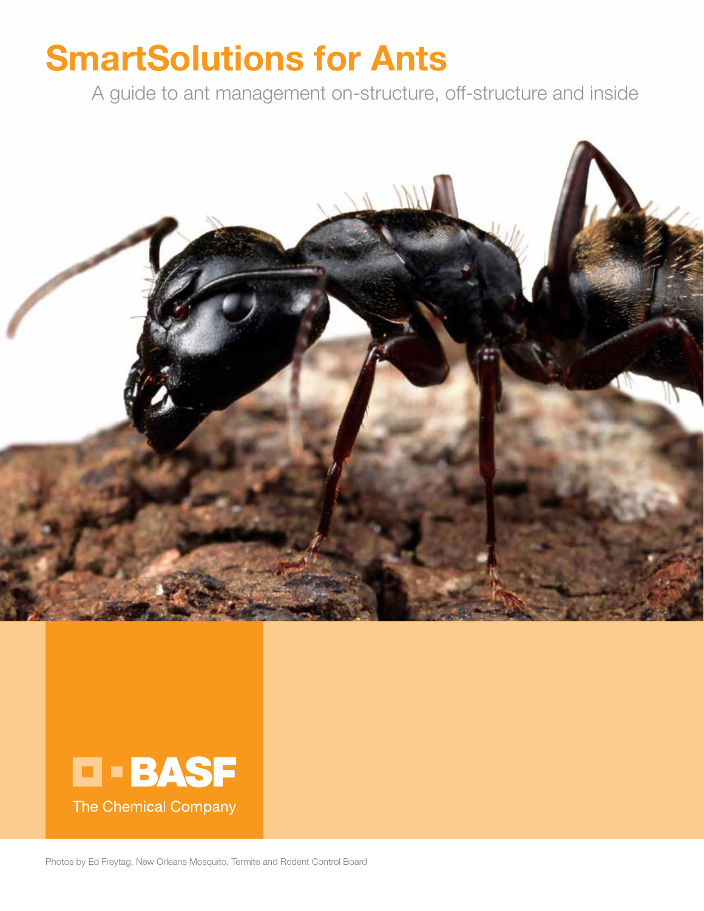# SmartSolutions for Ants

A guide to ant management on-structure, off-structure and inside

BASF

The Chemical Company

Photos by Ed Freytag, New Orleans Mosquito, Termite and Rodent Control Board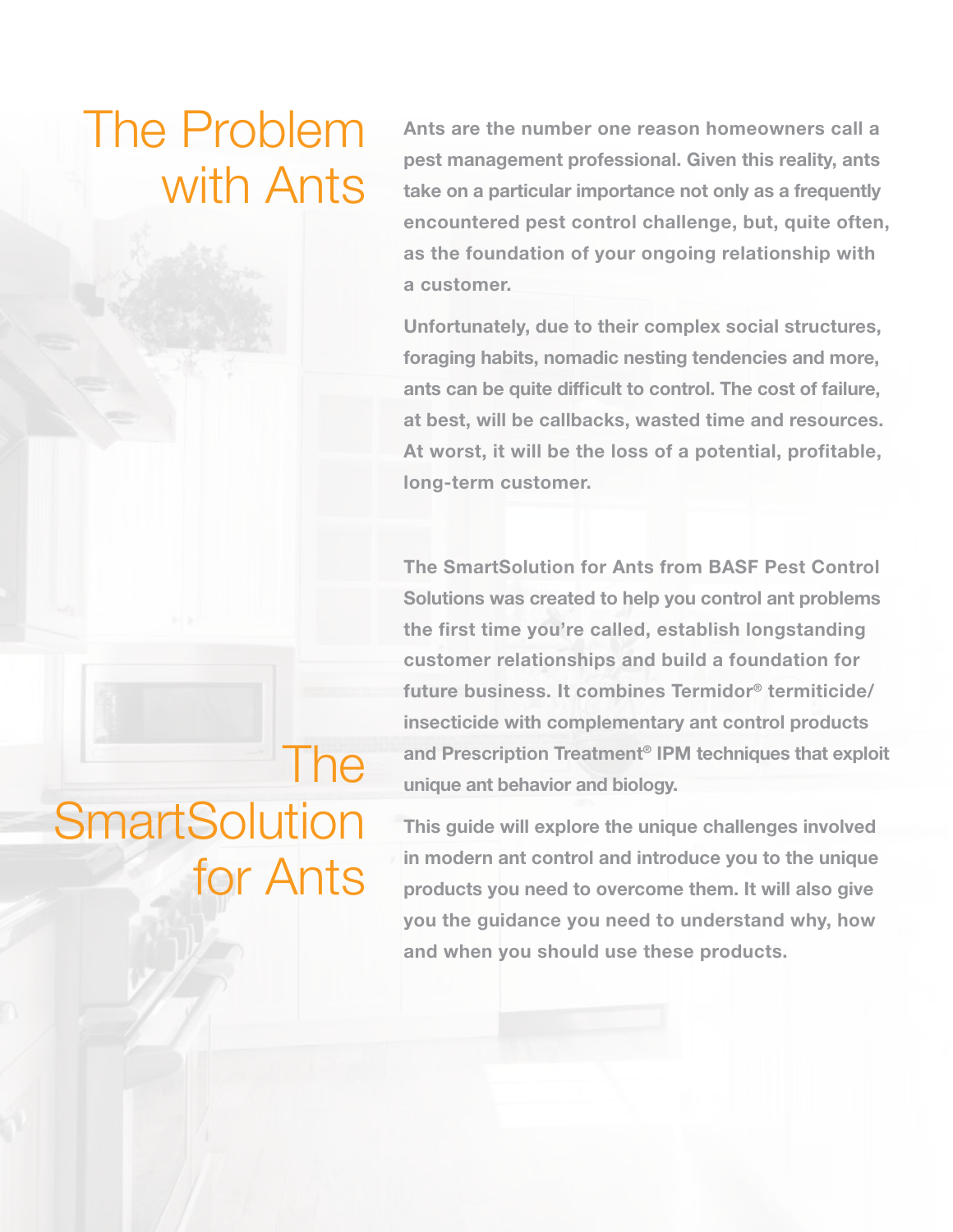# The Problem with Ants

Ants are the number one reason homeowners call a pest management professional. Given this reality, ants take on a particular importance not only as a frequently encountered pest control challenge, but, quite often, as the foundation of your ongoing relationship with a customer.

Unfortunately, due to their complex social structures, foraging habits, nomadic nesting tendencies and more, ants can be quite difficult to control. The cost of failure, at best, will be callbacks, wasted time and resources. At worst, it will be the loss of a potential, profitable, long-term customer.

# The SmartSolution for Ants

The SmartSolution for Ants from BASF Pest Control Solutions was created to help you control ant problems the first time you're called, establish longstanding customer relationships and build a foundation for future business. It combines Termidor® termiticide/insecticide with complementary ant control products and Prescription Treatment® IPM techniques that exploit unique ant behavior and biology.

This guide will explore the unique challenges involved in modern ant control and introduce you to the unique products you need to overcome them. It will also give you the guidance you need to understand why, how and when you should use these products.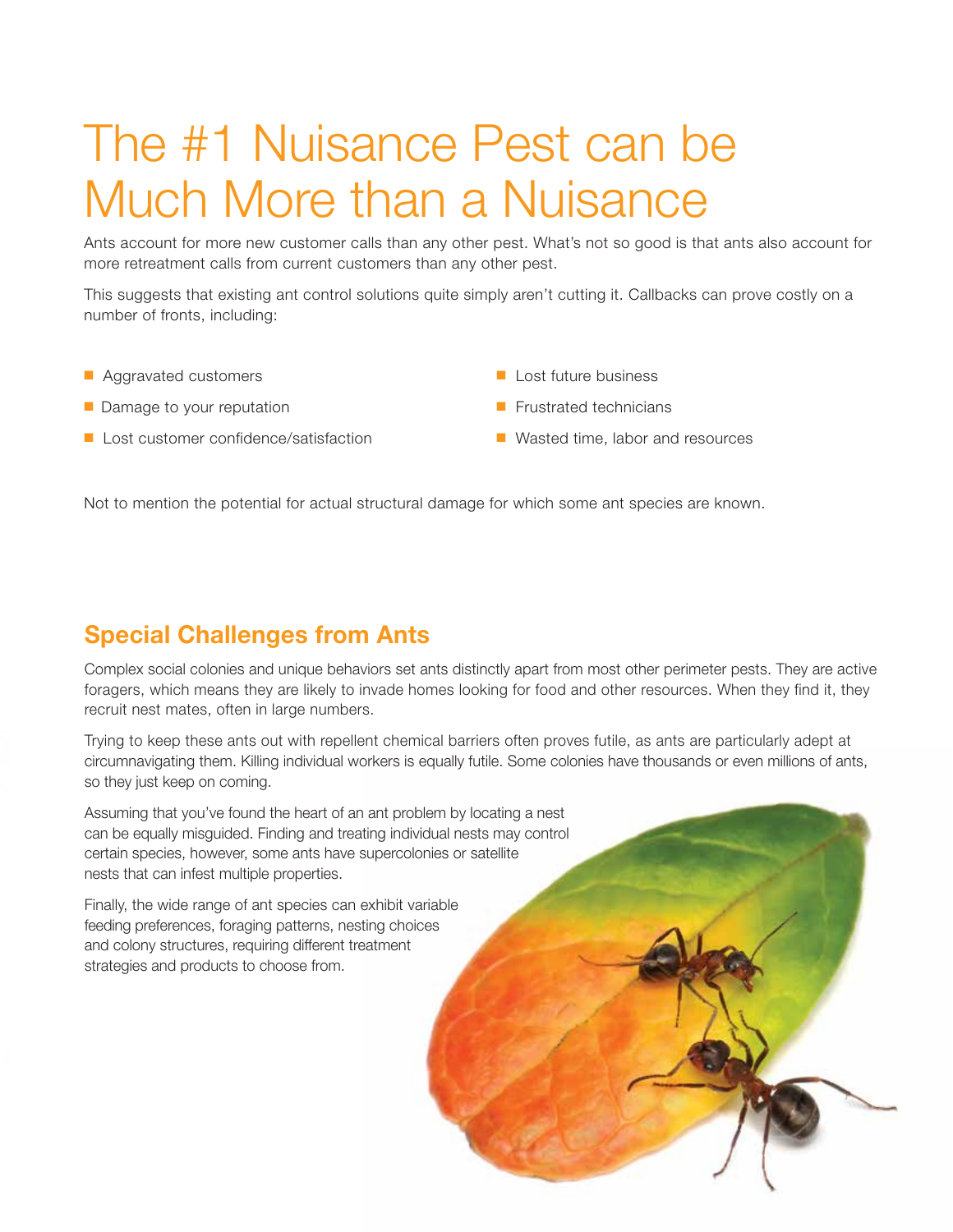# The #1 Nuisance Pest can be Much More than a Nuisance

Ants account for more new customer calls than any other pest. What's not so good is that ants also account for more retreatment calls from current customers than any other pest.

This suggests that existing ant control solutions quite simply aren't cutting it. Callbacks can prove costly on a number of fronts, including:

- Aggravated customers
- Damage to your reputation
- Lost customer confidence/satisfaction
- Lost future business
- Frustrated technicians
- Wasted time, labor and resources

Not to mention the potential for actual structural damage for which some ant species are known.

## Special Challenges from Ants

Complex social colonies and unique behaviors set ants distinctly apart from most other perimeter pests. They are active foragers, which means they are likely to invade homes looking for food and other resources. When they find it, they recruit nest mates, often in large numbers.

Trying to keep these ants out with repellent chemical barriers often proves futile, as ants are particularly adept at circumnavigating them. Killing individual workers is equally futile. Some colonies have thousands or even millions of ants, so they just keep on coming.

Assuming that you've found the heart of an ant problem by locating a nest can be equally misguided. Finding and treating individual nests may control certain species, however, some ants have supercolonies or satellite nests that can infest multiple properties.

Finally, the wide range of ant species can exhibit variable feeding preferences, foraging patterns, nesting choices and colony structures, requiring different treatment strategies and products to choose from.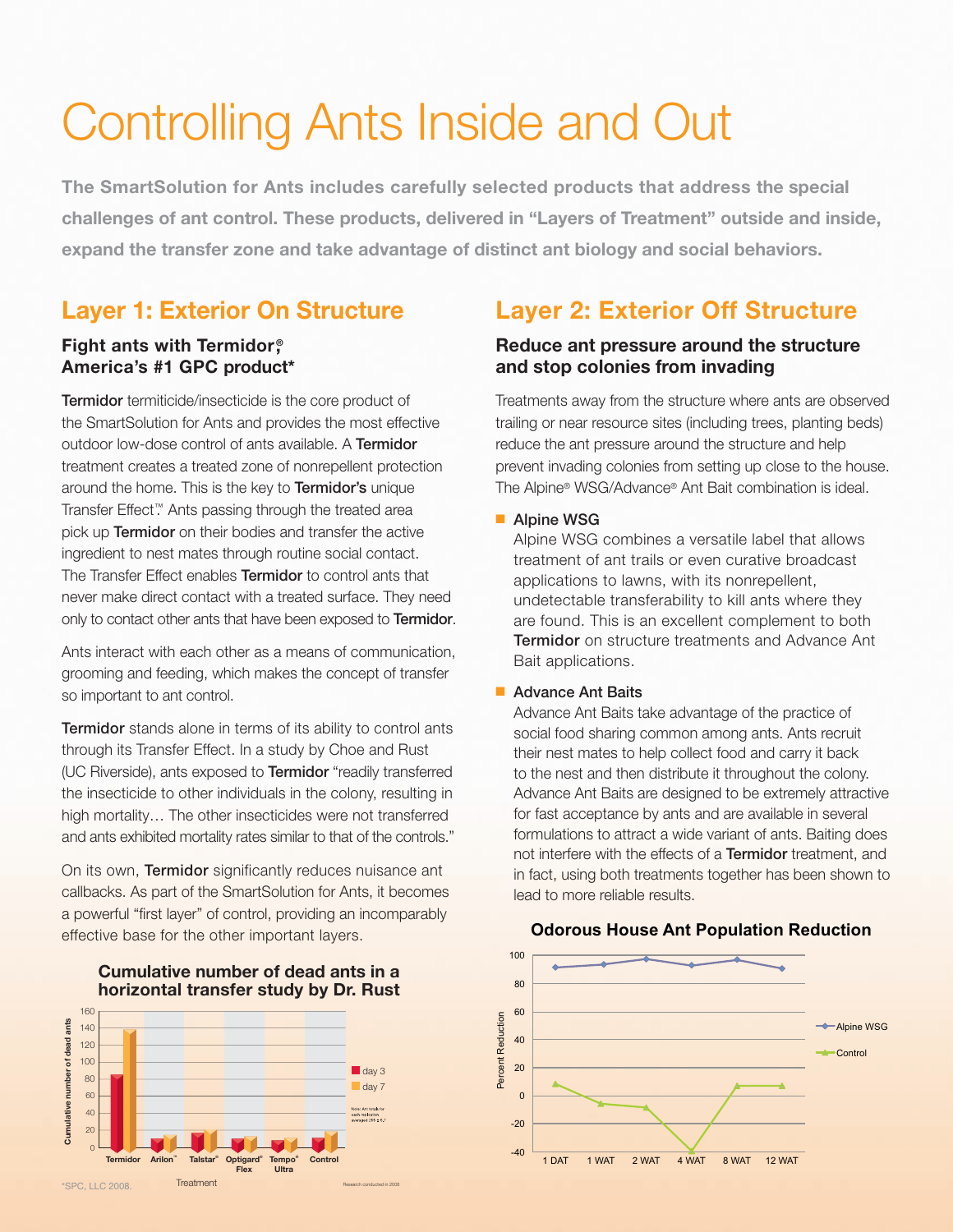# Controlling Ants Inside and Out

**The SmartSolution for Ants includes carefully selected products that address the special challenges of ant control. These products, delivered in "Layers of Treatment" outside and inside, expand the transfer zone and take advantage of distinct ant biology and social behaviors.**

## Layer 1: Exterior On Structure

### Fight ants with Termidor®, America's #1 GPC product*

**Termidor** termiticide/insecticide is the core product of the SmartSolution for Ants and provides the most effective outdoor low-dose control of ants available. A **Termidor** treatment creates a treated zone of nonrepellent protection around the home. This is the key to **Termidor's** unique Transfer Effect™. Ants passing through the treated area pick up **Termidor** on their bodies and transfer the active ingredient to nest mates through routine social contact. The Transfer Effect enables **Termidor** to control ants that never make direct contact with a treated surface. They need only to contact other ants that have been exposed to **Termidor**.

Ants interact with each other as a means of communication, grooming and feeding, which makes the concept of transfer so important to ant control.

**Termidor** stands alone in terms of its ability to control ants through its Transfer Effect. In a study by Choe and Rust (UC Riverside), ants exposed to **Termidor** "readily transferred the insecticide to other individuals in the colony, resulting in high mortality… The other insecticides were not transferred and ants exhibited mortality rates similar to that of the controls."

On its own, **Termidor** significantly reduces nuisance ant callbacks. As part of the SmartSolution for Ants, it becomes a powerful "first layer" of control, providing an incomparably effective base for the other important layers.

**Cumulative number of dead ants in a horizontal transfer study by Dr. Rust**

Cumulative number of dead ants by Treatment: Termidor, Arilon™, Talstar®, Optigard® Flex, Tempo® Ultra, Control (day 3, day 7)

Note: Ant totals for each replication averaged 295 ± 6.7

Research conducted in 2008

*SPC, LLC 2008.

## Layer 2: Exterior Off Structure

### Reduce ant pressure around the structure and stop colonies from invading

Treatments away from the structure where ants are observed trailing or near resource sites (including trees, planting beds) reduce the ant pressure around the structure and help prevent invading colonies from setting up close to the house. The Alpine® WSG/Advance® Ant Bait combination is ideal.

- **Alpine WSG**
  Alpine WSG combines a versatile label that allows treatment of ant trails or even curative broadcast applications to lawns, with its nonrepellent, undetectable transferability to kill ants where they are found. This is an excellent complement to both **Termidor** on structure treatments and Advance Ant Bait applications.

- **Advance Ant Baits**
  Advance Ant Baits take advantage of the practice of social food sharing common among ants. Ants recruit their nest mates to help collect food and carry it back to the nest and then distribute it throughout the colony. Advance Ant Baits are designed to be extremely attractive for fast acceptance by ants and are available in several formulations to attract a wide variant of ants. Baiting does not interfere with the effects of a **Termidor** treatment, and in fact, using both treatments together has been shown to lead to more reliable results.

**Odorous House Ant Population Reduction**

Percent Reduction over time (1 DAT, 1 WAT, 2 WAT, 4 WAT, 8 WAT, 12 WAT) for Alpine WSG and Control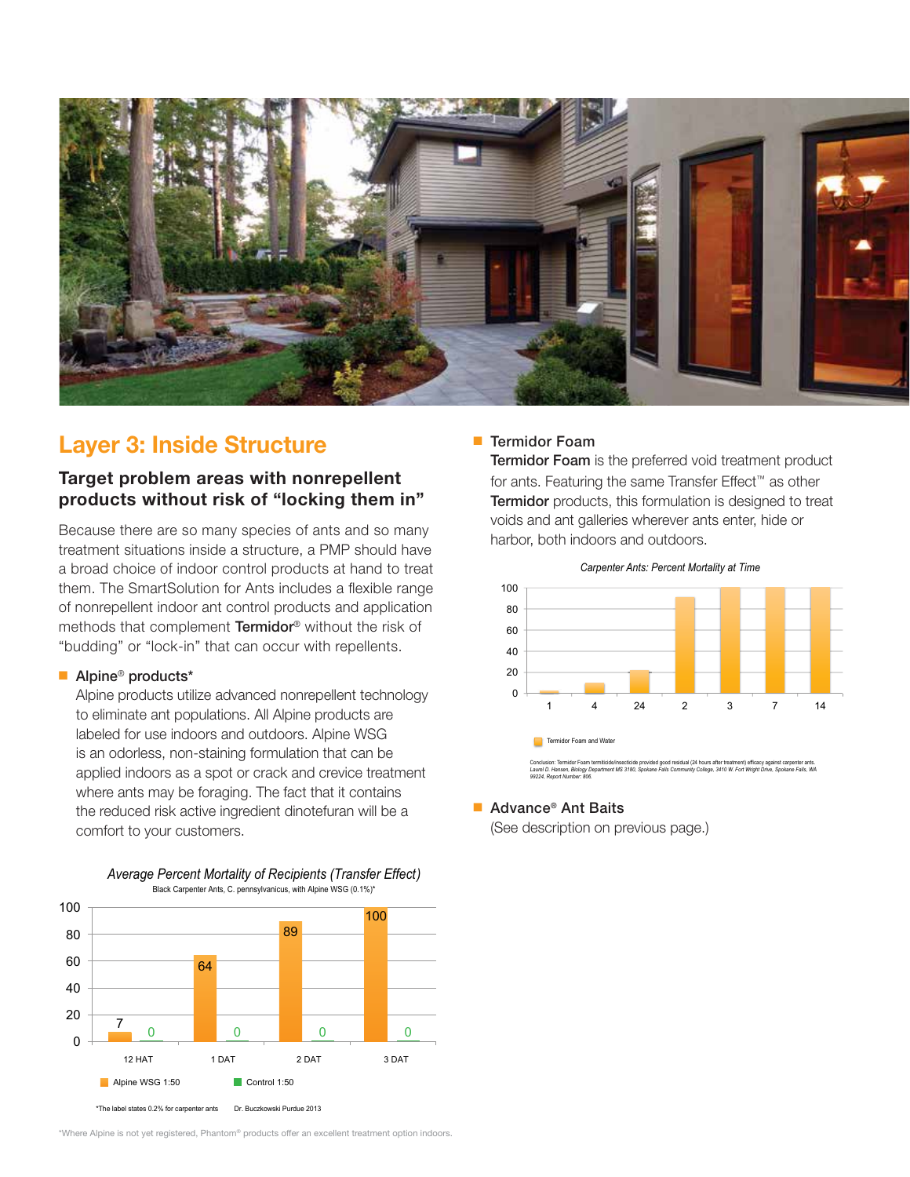## Layer 3: Inside Structure

### Target problem areas with nonrepellent products without risk of "locking them in"

Because there are so many species of ants and so many treatment situations inside a structure, a PMP should have a broad choice of indoor control products at hand to treat them. The SmartSolution for Ants includes a flexible range of nonrepellent indoor ant control products and application methods that complement **Termidor**® without the risk of "budding" or "lock-in" that can occur with repellents.

- **Alpine® products***

  Alpine products utilize advanced nonrepellent technology to eliminate ant populations. All Alpine products are labeled for use indoors and outdoors. Alpine WSG is an odorless, non-staining formulation that can be applied indoors as a spot or crack and crevice treatment where ants may be foraging. The fact that it contains the reduced risk active ingredient dinotefuran will be a comfort to your customers.

*Average Percent Mortality of Recipients (Transfer Effect)*

Black Carpenter Ants, C. pennsylvanicus, with Alpine WSG (0.1%)*

| | 12 HAT | 1 DAT | 2 DAT | 3 DAT |
|---|---|---|---|---|
| Alpine WSG 1:50 | 7 | 64 | 89 | 100 |
| Control 1:50 | 0 | 0 | 0 | 0 |

*The label states 0.2% for carpenter ants

Dr. Buczkowski Purdue 2013

- **Termidor Foam**

  **Termidor Foam** is the preferred void treatment product for ants. Featuring the same Transfer Effect™ as other **Termidor** products, this formulation is designed to treat voids and ant galleries wherever ants enter, hide or harbor, both indoors and outdoors.

*Carpenter Ants: Percent Mortality at Time*

| | 1 | 4 | 24 | 2 | 3 | 7 | 14 |
|---|---|---|---|---|---|---|---|
| Termidor Foam and Water | ~2 | ~10 | ~22 | ~91 | 100 | 100 | 100 |

Conclusion: Termidor Foam termiticide/insecticide provided good residual (24 hours after treatment) efficacy against carpenter ants. Laurel D. Hansen, Biology Department MS 3180, Spokane Falls Community College, 3410 W. Fort Wright Drive, Spokane Falls, WA 99224, Report Number: 806.

- **Advance® Ant Baits**

  (See description on previous page.)

*Where Alpine is not yet registered, Phantom® products offer an excellent treatment option indoors.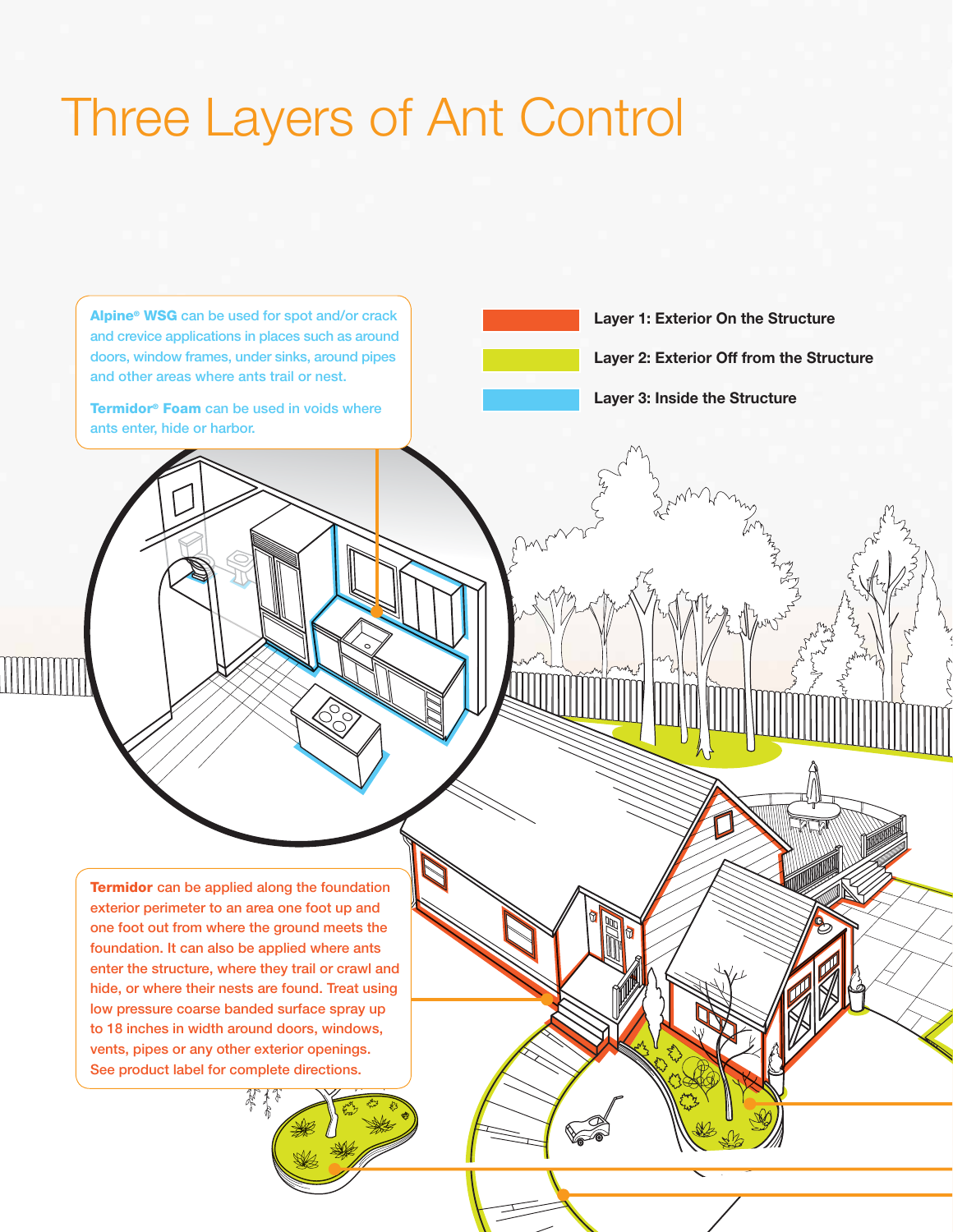# Three Layers of Ant Control

Layer 1: Exterior On the Structure

Layer 2: Exterior Off from the Structure

Layer 3: Inside the Structure

**Alpine® WSG** can be used for spot and/or crack and crevice applications in places such as around doors, window frames, under sinks, around pipes and other areas where ants trail or nest.

**Termidor® Foam** can be used in voids where ants enter, hide or harbor.

**Termidor** can be applied along the foundation exterior perimeter to an area one foot up and one foot out from where the ground meets the foundation. It can also be applied where ants enter the structure, where they trail or crawl and hide, or where their nests are found. Treat using low pressure coarse banded surface spray up to 18 inches in width around doors, windows, vents, pipes or any other exterior openings. See product label for complete directions.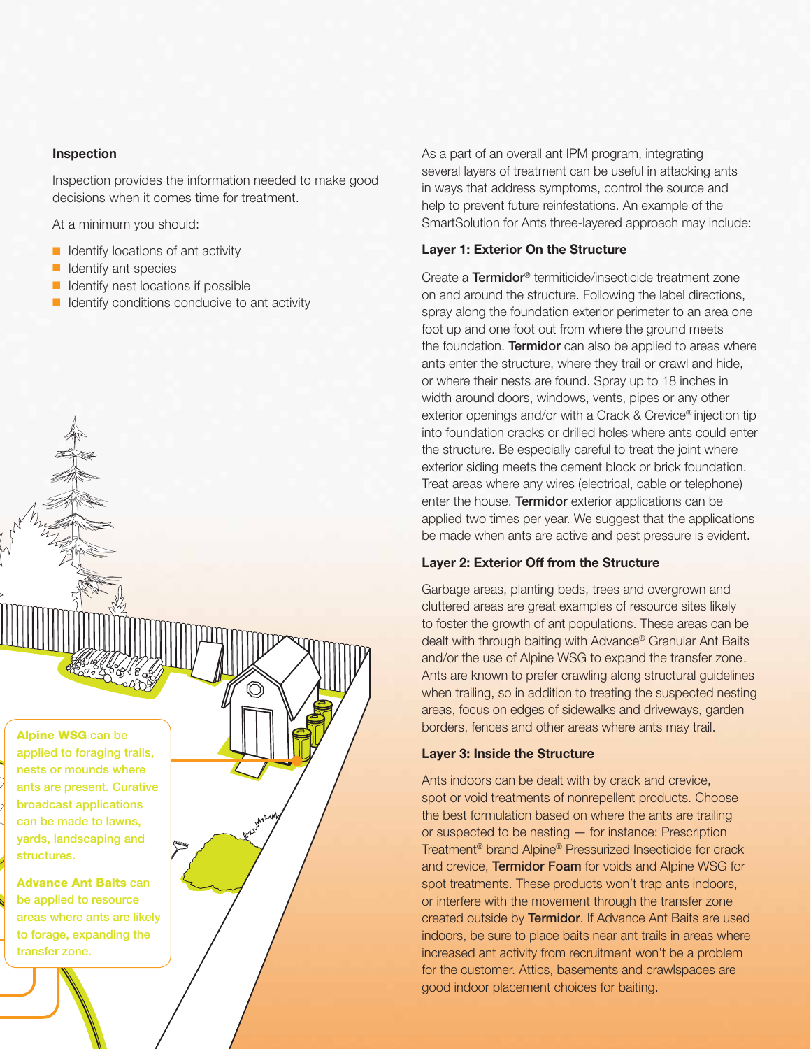### Inspection

Inspection provides the information needed to make good decisions when it comes time for treatment.

At a minimum you should:

- Identify locations of ant activity
- Identify ant species
- Identify nest locations if possible
- Identify conditions conducive to ant activity

**Alpine WSG** can be applied to foraging trails, nests or mounds where ants are present. Curative broadcast applications can be made to lawns, yards, landscaping and structures.

**Advance Ant Baits** can be applied to resource areas where ants are likely to forage, expanding the transfer zone.

As a part of an overall ant IPM program, integrating several layers of treatment can be useful in attacking ants in ways that address symptoms, control the source and help to prevent future reinfestations. An example of the SmartSolution for Ants three-layered approach may include:

### Layer 1: Exterior On the Structure

Create a **Termidor**® termiticide/insecticide treatment zone on and around the structure. Following the label directions, spray along the foundation exterior perimeter to an area one foot up and one foot out from where the ground meets the foundation. **Termidor** can also be applied to areas where ants enter the structure, where they trail or crawl and hide, or where their nests are found. Spray up to 18 inches in width around doors, windows, vents, pipes or any other exterior openings and/or with a Crack & Crevice® injection tip into foundation cracks or drilled holes where ants could enter the structure. Be especially careful to treat the joint where exterior siding meets the cement block or brick foundation. Treat areas where any wires (electrical, cable or telephone) enter the house. **Termidor** exterior applications can be applied two times per year. We suggest that the applications be made when ants are active and pest pressure is evident.

### Layer 2: Exterior Off from the Structure

Garbage areas, planting beds, trees and overgrown and cluttered areas are great examples of resource sites likely to foster the growth of ant populations. These areas can be dealt with through baiting with Advance® Granular Ant Baits and/or the use of Alpine WSG to expand the transfer zone. Ants are known to prefer crawling along structural guidelines when trailing, so in addition to treating the suspected nesting areas, focus on edges of sidewalks and driveways, garden borders, fences and other areas where ants may trail.

### Layer 3: Inside the Structure

Ants indoors can be dealt with by crack and crevice, spot or void treatments of nonrepellent products. Choose the best formulation based on where the ants are trailing or suspected to be nesting — for instance: Prescription Treatment® brand Alpine® Pressurized Insecticide for crack and crevice, **Termidor Foam** for voids and Alpine WSG for spot treatments. These products won't trap ants indoors, or interfere with the movement through the transfer zone created outside by **Termidor**. If Advance Ant Baits are used indoors, be sure to place baits near ant trails in areas where increased ant activity from recruitment won't be a problem for the customer. Attics, basements and crawlspaces are good indoor placement choices for baiting.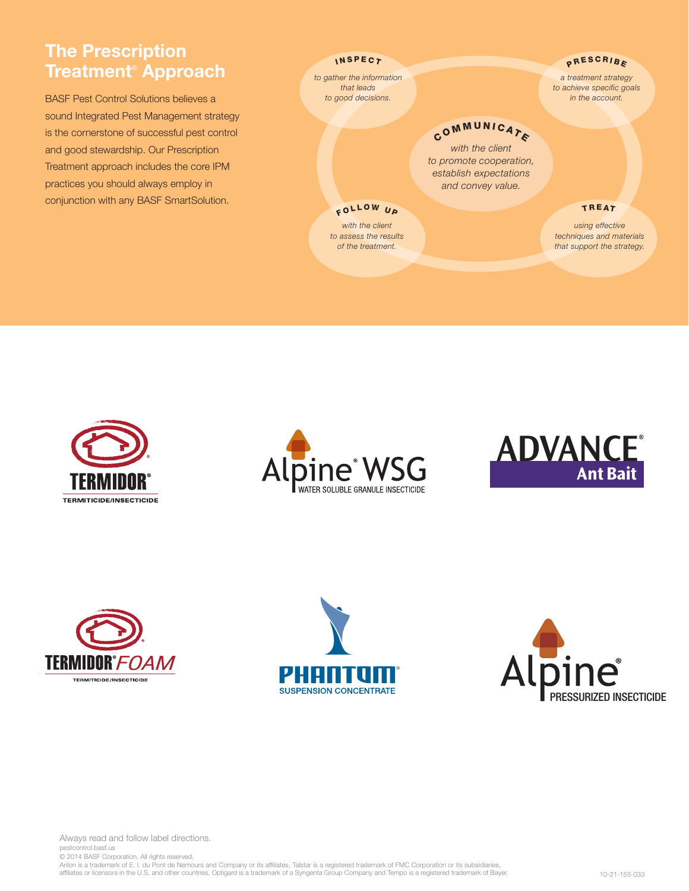## The Prescription Treatment® Approach

BASF Pest Control Solutions believes a sound Integrated Pest Management strategy is the cornerstone of successful pest control and good stewardship. Our Prescription Treatment approach includes the core IPM practices you should always employ in conjunction with any BASF SmartSolution.

**INSPECT**
*to gather the information that leads to good decisions.*

**PRESCRIBE**
*a treatment strategy to achieve specific goals in the account.*

**COMMUNICATE**
*with the client to promote cooperation, establish expectations and convey value.*

**TREAT**
*using effective techniques and materials that support the strategy.*

**FOLLOW UP**
*with the client to assess the results of the treatment.*

TERMIDOR®
TERMITICIDE/INSECTICIDE

Alpine® WSG
WATER SOLUBLE GRANULE INSECTICIDE

ADVANCE® Ant Bait

TERMIDOR® FOAM
TERMITICIDE/INSECTICIDE

PHANTOM®
SUSPENSION CONCENTRATE

Alpine®
PRESSURIZED INSECTICIDE

Always read and follow label directions.
pestcontrol.basf.us
© 2014 BASF Corporation. All rights reserved.
Arilon is a trademark of E. I. du Pont de Nemours and Company or its affiliates, Talstar is a registered trademark of FMC Corporation or its subsidiaries, affiliates or licensors in the U.S. and other countries, Optigard is a trademark of a Syngenta Group Company and Tempo is a registered trademark of Bayer.

10-21-155-033